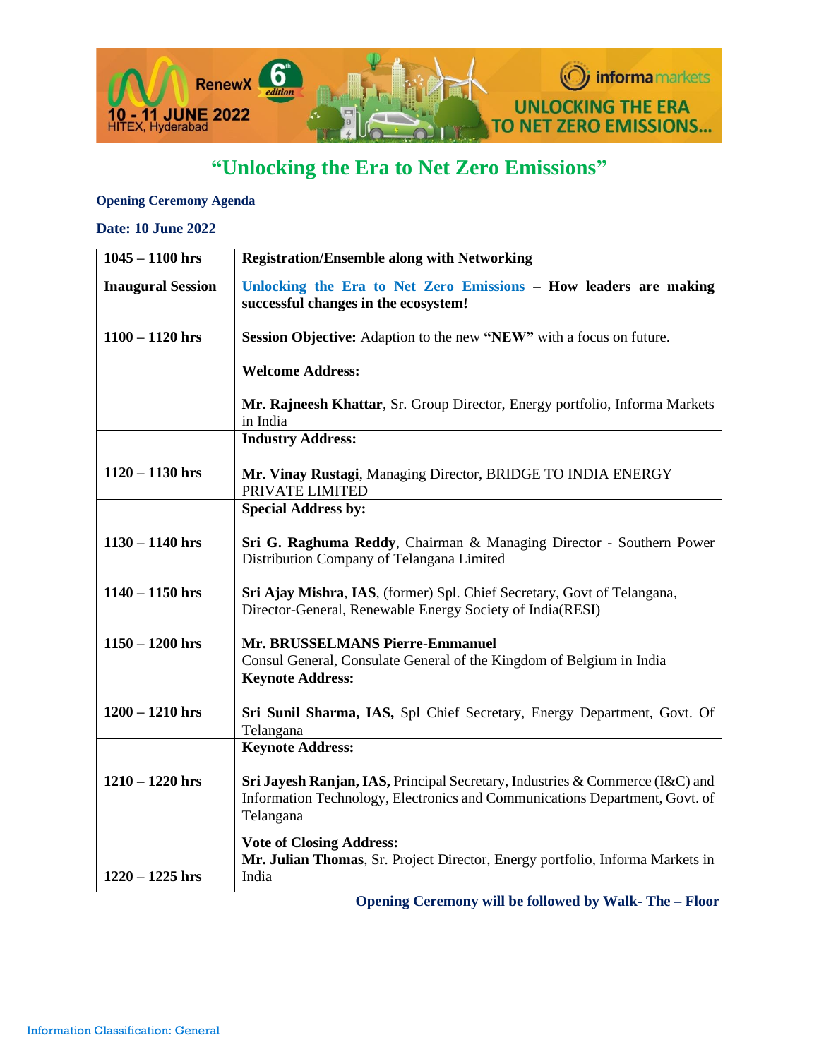# "Unlocking the Era to Net Zero Emissions"

**Opening Ceremony Agenda**

**Date: 10 June 2022**

| 1045 – 1100 hrs | Registration/Ensemble along with Networking |
|---|---|
| **Inaugural Session**<br><br>**1100 – 1120 hrs** | **Unlocking the Era to Net Zero Emissions – How leaders are making successful changes in the ecosystem!**<br><br>**Session Objective:** Adaption to the new **"NEW"** with a focus on future.<br><br>**Welcome Address:**<br><br>**Mr. Rajneesh Khattar**, Sr. Group Director, Energy portfolio, Informa Markets in India |
| **1120 – 1130 hrs** | **Industry Address:**<br><br>**Mr. Vinay Rustagi**, Managing Director, BRIDGE TO INDIA ENERGY PRIVATE LIMITED |
| **1130 – 1140 hrs**<br><br>**1140 – 1150 hrs**<br><br>**1150 – 1200 hrs** | **Special Address by:**<br><br>**Sri G. Raghuma Reddy**, Chairman & Managing Director - Southern Power Distribution Company of Telangana Limited<br><br>**Sri Ajay Mishra**, **IAS**, (former) Spl. Chief Secretary, Govt of Telangana, Director-General, Renewable Energy Society of India(RESI)<br><br>**Mr. BRUSSELMANS Pierre-Emmanuel**<br>Consul General, Consulate General of the Kingdom of Belgium in India |
| **1200 – 1210 hrs** | **Keynote Address:**<br><br>**Sri Sunil Sharma, IAS,** Spl Chief Secretary, Energy Department, Govt. Of Telangana |
| **1210 – 1220 hrs** | **Keynote Address:**<br><br>**Sri Jayesh Ranjan, IAS,** Principal Secretary, Industries & Commerce (I&C) and Information Technology, Electronics and Communications Department, Govt. of Telangana |
| **1220 – 1225 hrs** | **Vote of Closing Address:**<br>**Mr. Julian Thomas**, Sr. Project Director, Energy portfolio, Informa Markets in India |

**Opening Ceremony will be followed by Walk- The – Floor**

Information Classification: General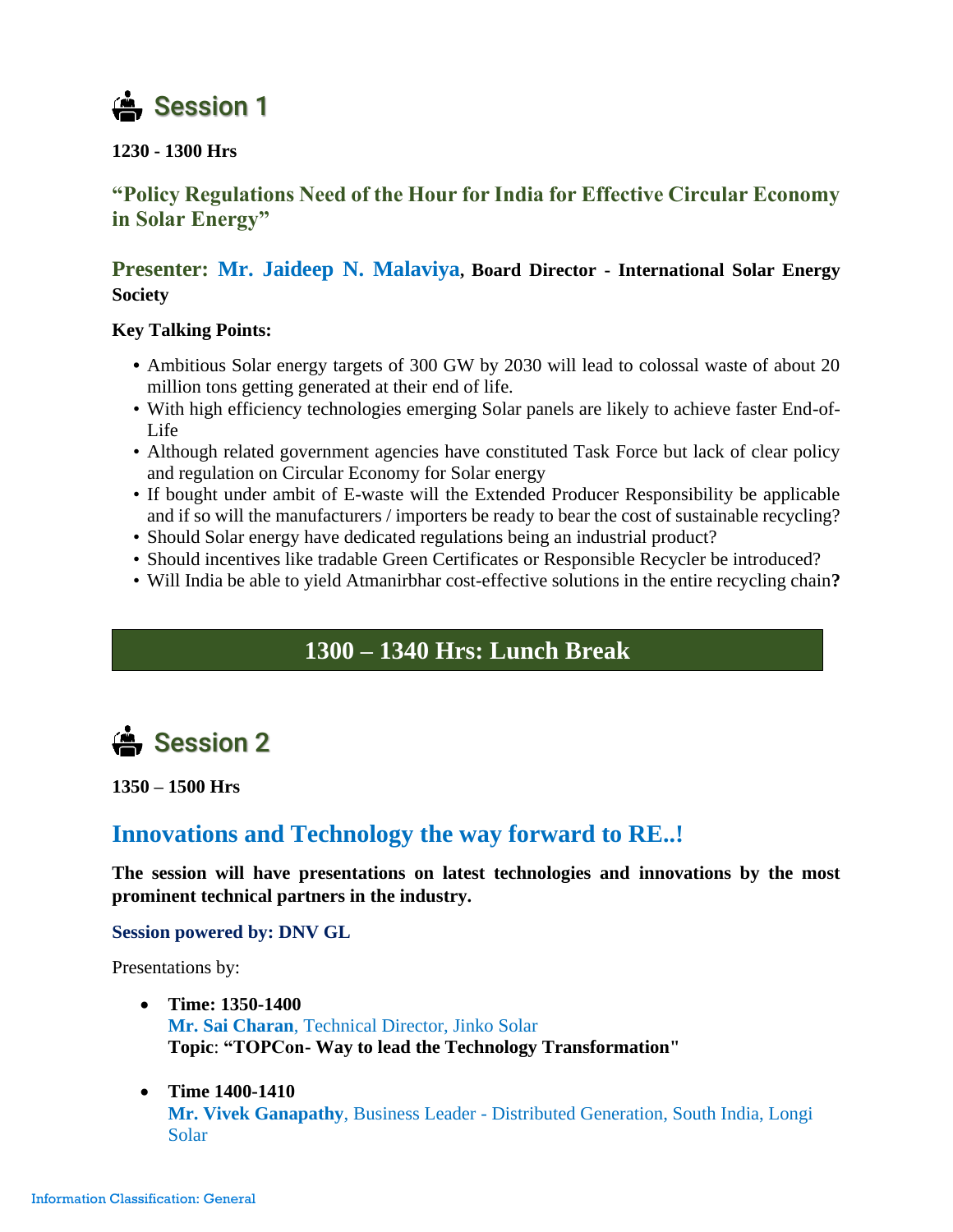## Session 1

**1230 - 1300 Hrs**

### "Policy Regulations Need of the Hour for India for Effective Circular Economy in Solar Energy"

**Presenter: Mr. Jaideep N. Malaviya, Board Director - International Solar Energy Society**

**Key Talking Points:**

- Ambitious Solar energy targets of 300 GW by 2030 will lead to colossal waste of about 20 million tons getting generated at their end of life.
- With high efficiency technologies emerging Solar panels are likely to achieve faster End-of-Life
- Although related government agencies have constituted Task Force but lack of clear policy and regulation on Circular Economy for Solar energy
- If bought under ambit of E-waste will the Extended Producer Responsibility be applicable and if so will the manufacturers / importers be ready to bear the cost of sustainable recycling?
- Should Solar energy have dedicated regulations being an industrial product?
- Should incentives like tradable Green Certificates or Responsible Recycler be introduced?
- Will India be able to yield Atmanirbhar cost-effective solutions in the entire recycling chain**?**

**1300 – 1340 Hrs: Lunch Break**

## Session 2

**1350 – 1500 Hrs**

### Innovations and Technology the way forward to RE..!

**The session will have presentations on latest technologies and innovations by the most prominent technical partners in the industry.**

**Session powered by: DNV GL**

Presentations by:

- **Time: 1350-1400**
  **Mr. Sai Charan**, Technical Director, Jinko Solar
  **Topic**: **"TOPCon- Way to lead the Technology Transformation"**

- **Time 1400-1410**
  **Mr. Vivek Ganapathy**, Business Leader - Distributed Generation, South India, Longi Solar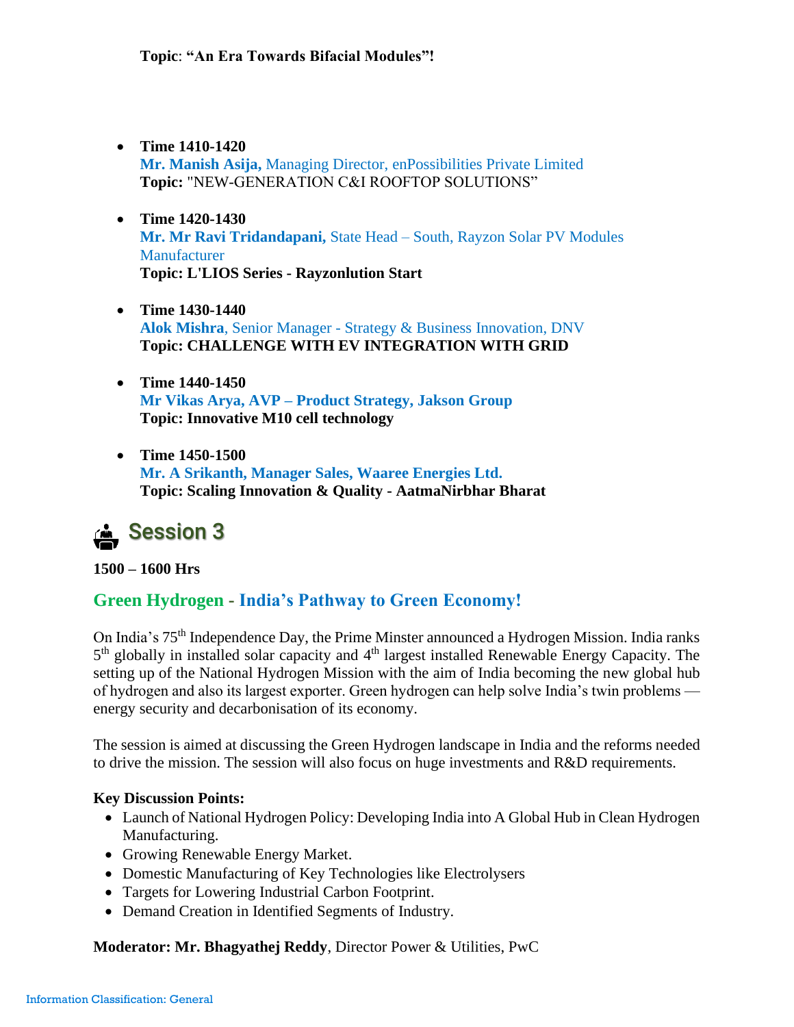**Topic**: **"An Era Towards Bifacial Modules"!**

- **Time 1410-1420**
  **Mr. Manish Asija,** Managing Director, enPossibilities Private Limited
  **Topic:** "NEW-GENERATION C&I ROOFTOP SOLUTIONS"

- **Time 1420-1430**
  **Mr. Mr Ravi Tridandapani,** State Head – South, Rayzon Solar PV Modules Manufacturer
  **Topic: L'LIOS Series - Rayzonlution Start**

- **Time 1430-1440**
  **Alok Mishra**, Senior Manager - Strategy & Business Innovation, DNV
  **Topic: CHALLENGE WITH EV INTEGRATION WITH GRID**

- **Time 1440-1450**
  **Mr Vikas Arya, AVP – Product Strategy, Jakson Group**
  **Topic: Innovative M10 cell technology**

- **Time 1450-1500**
  **Mr. A Srikanth, Manager Sales, Waaree Energies Ltd.**
  **Topic: Scaling Innovation & Quality - AatmaNirbhar Bharat**

## Session 3

**1500 – 1600 Hrs**

### Green Hydrogen - India's Pathway to Green Economy!

On India's 75th Independence Day, the Prime Minster announced a Hydrogen Mission. India ranks 5th globally in installed solar capacity and 4th largest installed Renewable Energy Capacity. The setting up of the National Hydrogen Mission with the aim of India becoming the new global hub of hydrogen and also its largest exporter. Green hydrogen can help solve India's twin problems — energy security and decarbonisation of its economy.

The session is aimed at discussing the Green Hydrogen landscape in India and the reforms needed to drive the mission. The session will also focus on huge investments and R&D requirements.

**Key Discussion Points:**

- Launch of National Hydrogen Policy: Developing India into A Global Hub in Clean Hydrogen Manufacturing.
- Growing Renewable Energy Market.
- Domestic Manufacturing of Key Technologies like Electrolysers
- Targets for Lowering Industrial Carbon Footprint.
- Demand Creation in Identified Segments of Industry.

**Moderator: Mr. Bhagyathej Reddy**, Director Power & Utilities, PwC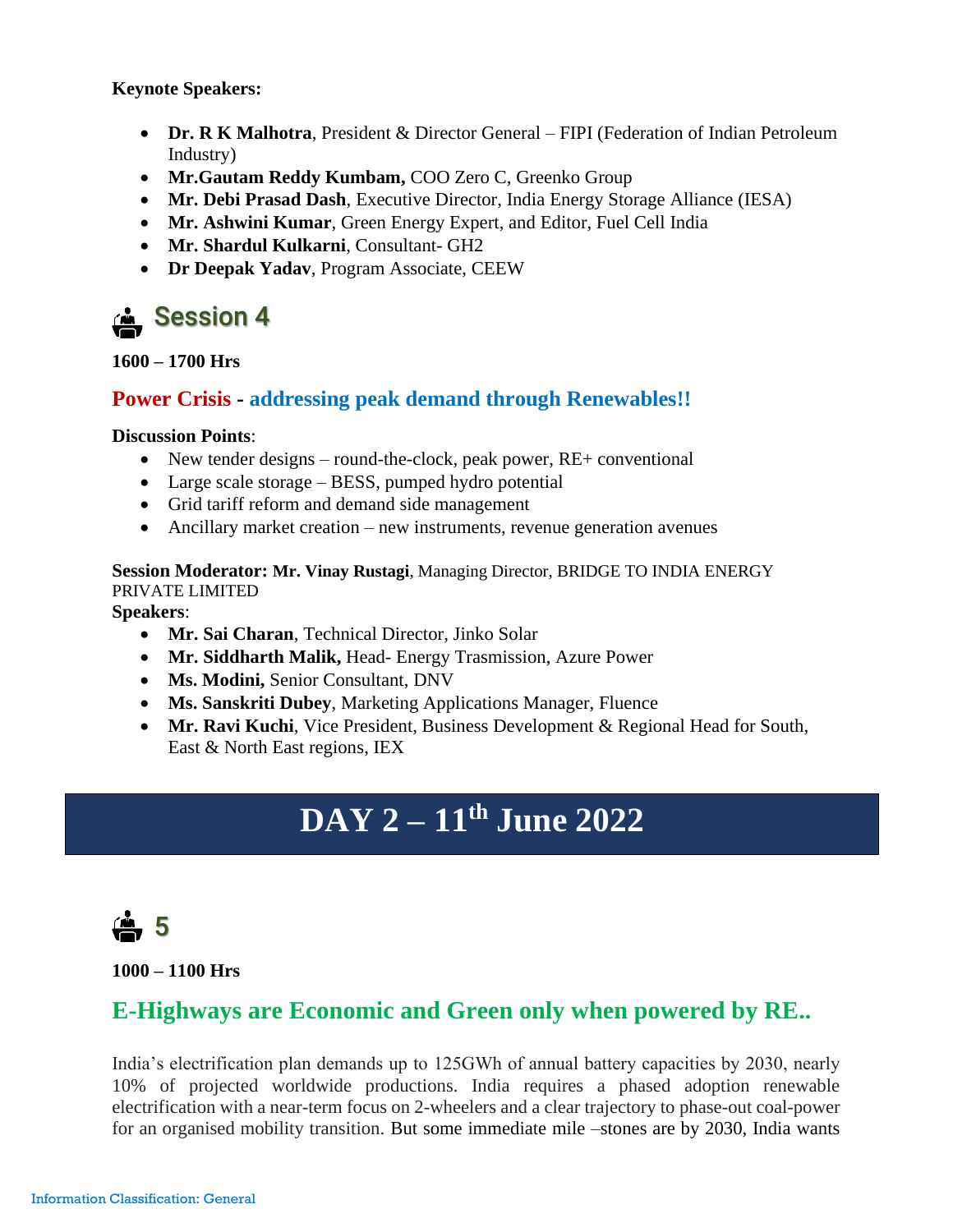**Keynote Speakers:**

- **Dr. R K Malhotra**, President & Director General – FIPI (Federation of Indian Petroleum Industry)
- **Mr.Gautam Reddy Kumbam,** COO Zero C, Greenko Group
- **Mr. Debi Prasad Dash**, Executive Director, India Energy Storage Alliance (IESA)
- **Mr. Ashwini Kumar**, Green Energy Expert, and Editor, Fuel Cell India
- **Mr. Shardul Kulkarni**, Consultant- GH2
- **Dr Deepak Yadav**, Program Associate, CEEW

## Session 4

**1600 – 1700 Hrs**

### Power Crisis - addressing peak demand through Renewables!!

**Discussion Points**:

- New tender designs – round-the-clock, peak power, RE+ conventional
- Large scale storage – BESS, pumped hydro potential
- Grid tariff reform and demand side management
- Ancillary market creation – new instruments, revenue generation avenues

**Session Moderator: Mr. Vinay Rustagi**, Managing Director, BRIDGE TO INDIA ENERGY PRIVATE LIMITED

**Speakers**:

- **Mr. Sai Charan**, Technical Director, Jinko Solar
- **Mr. Siddharth Malik,** Head- Energy Trasmission, Azure Power
- **Ms. Modini,** Senior Consultant, DNV
- **Ms. Sanskriti Dubey**, Marketing Applications Manager, Fluence
- **Mr. Ravi Kuchi**, Vice President, Business Development & Regional Head for South, East & North East regions, IEX

# DAY 2 – 11th June 2022

## 5

**1000 – 1100 Hrs**

### E-Highways are Economic and Green only when powered by RE..

India's electrification plan demands up to 125GWh of annual battery capacities by 2030, nearly 10% of projected worldwide productions. India requires a phased adoption renewable electrification with a near-term focus on 2-wheelers and a clear trajectory to phase-out coal-power for an organised mobility transition. But some immediate mile –stones are by 2030, India wants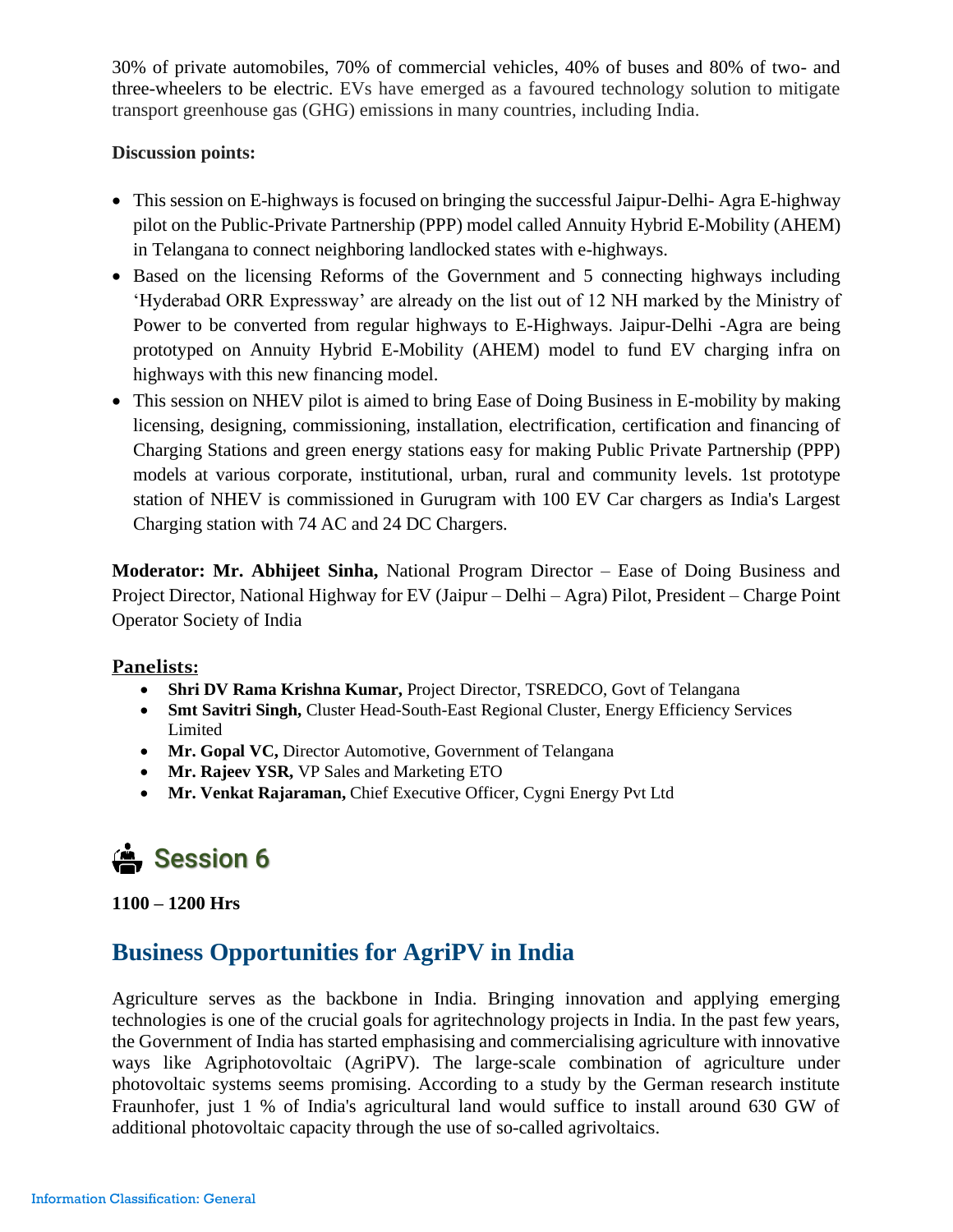30% of private automobiles, 70% of commercial vehicles, 40% of buses and 80% of two- and three-wheelers to be electric. EVs have emerged as a favoured technology solution to mitigate transport greenhouse gas (GHG) emissions in many countries, including India.

**Discussion points:**

- This session on E-highways is focused on bringing the successful Jaipur-Delhi- Agra E-highway pilot on the Public-Private Partnership (PPP) model called Annuity Hybrid E-Mobility (AHEM) in Telangana to connect neighboring landlocked states with e-highways.
- Based on the licensing Reforms of the Government and 5 connecting highways including 'Hyderabad ORR Expressway' are already on the list out of 12 NH marked by the Ministry of Power to be converted from regular highways to E-Highways. Jaipur-Delhi -Agra are being prototyped on Annuity Hybrid E-Mobility (AHEM) model to fund EV charging infra on highways with this new financing model.
- This session on NHEV pilot is aimed to bring Ease of Doing Business in E-mobility by making licensing, designing, commissioning, installation, electrification, certification and financing of Charging Stations and green energy stations easy for making Public Private Partnership (PPP) models at various corporate, institutional, urban, rural and community levels. 1st prototype station of NHEV is commissioned in Gurugram with 100 EV Car chargers as India's Largest Charging station with 74 AC and 24 DC Chargers.

**Moderator: Mr. Abhijeet Sinha,** National Program Director – Ease of Doing Business and Project Director, National Highway for EV (Jaipur – Delhi – Agra) Pilot, President – Charge Point Operator Society of India

**Panelists:**

- **Shri DV Rama Krishna Kumar,** Project Director, TSREDCO, Govt of Telangana
- **Smt Savitri Singh,** Cluster Head-South-East Regional Cluster, Energy Efficiency Services Limited
- **Mr. Gopal VC,** Director Automotive, Government of Telangana
- **Mr. Rajeev YSR,** VP Sales and Marketing ETO
- **Mr. Venkat Rajaraman,** Chief Executive Officer, Cygni Energy Pvt Ltd

## Session 6

**1100 – 1200 Hrs**

## Business Opportunities for AgriPV in India

Agriculture serves as the backbone in India. Bringing innovation and applying emerging technologies is one of the crucial goals for agritechnology projects in India. In the past few years, the Government of India has started emphasising and commercialising agriculture with innovative ways like Agriphotovoltaic (AgriPV). The large-scale combination of agriculture under photovoltaic systems seems promising. According to a study by the German research institute Fraunhofer, just 1 % of India's agricultural land would suffice to install around 630 GW of additional photovoltaic capacity through the use of so-called agrivoltaics.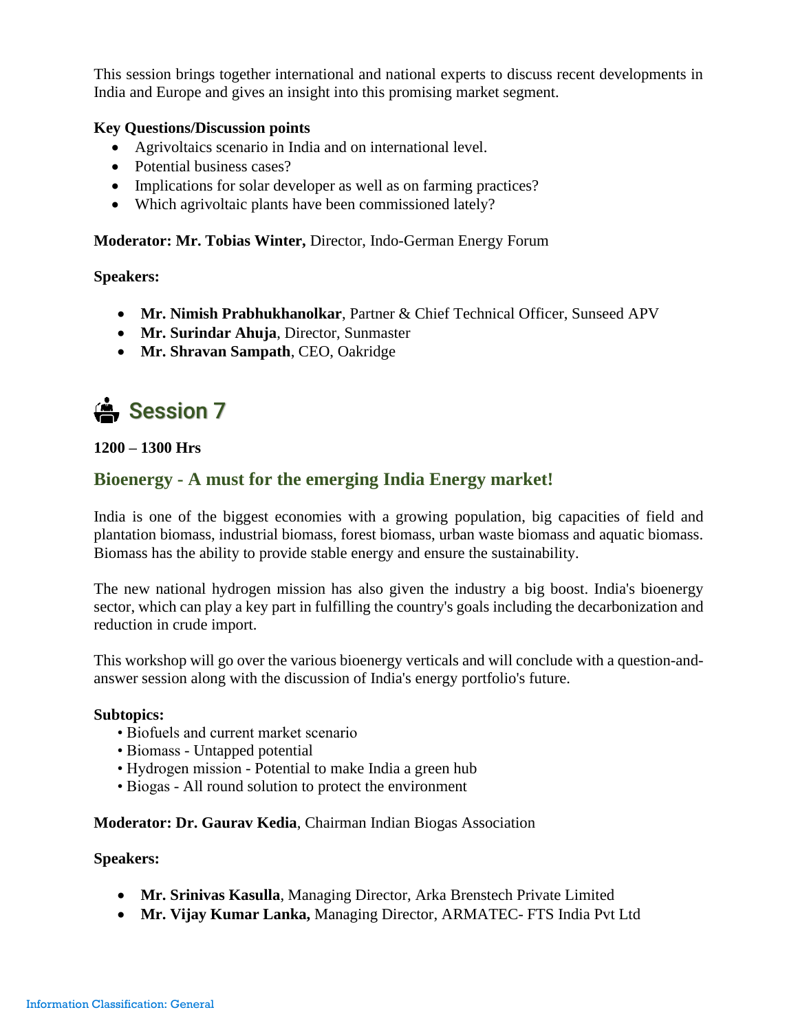This session brings together international and national experts to discuss recent developments in India and Europe and gives an insight into this promising market segment.

**Key Questions/Discussion points**

- Agrivoltaics scenario in India and on international level.
- Potential business cases?
- Implications for solar developer as well as on farming practices?
- Which agrivoltaic plants have been commissioned lately?

**Moderator: Mr. Tobias Winter,** Director, Indo-German Energy Forum

**Speakers:**

- **Mr. Nimish Prabhukhanolkar**, Partner & Chief Technical Officer, Sunseed APV
- **Mr. Surindar Ahuja**, Director, Sunmaster
- **Mr. Shravan Sampath**, CEO, Oakridge

## Session 7

**1200 – 1300 Hrs**

### Bioenergy - A must for the emerging India Energy market!

India is one of the biggest economies with a growing population, big capacities of field and plantation biomass, industrial biomass, forest biomass, urban waste biomass and aquatic biomass. Biomass has the ability to provide stable energy and ensure the sustainability.

The new national hydrogen mission has also given the industry a big boost. India's bioenergy sector, which can play a key part in fulfilling the country's goals including the decarbonization and reduction in crude import.

This workshop will go over the various bioenergy verticals and will conclude with a question-and-answer session along with the discussion of India's energy portfolio's future.

**Subtopics:**

- Biofuels and current market scenario
- Biomass - Untapped potential
- Hydrogen mission - Potential to make India a green hub
- Biogas - All round solution to protect the environment

**Moderator: Dr. Gaurav Kedia**, Chairman Indian Biogas Association

**Speakers:**

- **Mr. Srinivas Kasulla**, Managing Director, Arka Brenstech Private Limited
- **Mr. Vijay Kumar Lanka,** Managing Director, ARMATEC- FTS India Pvt Ltd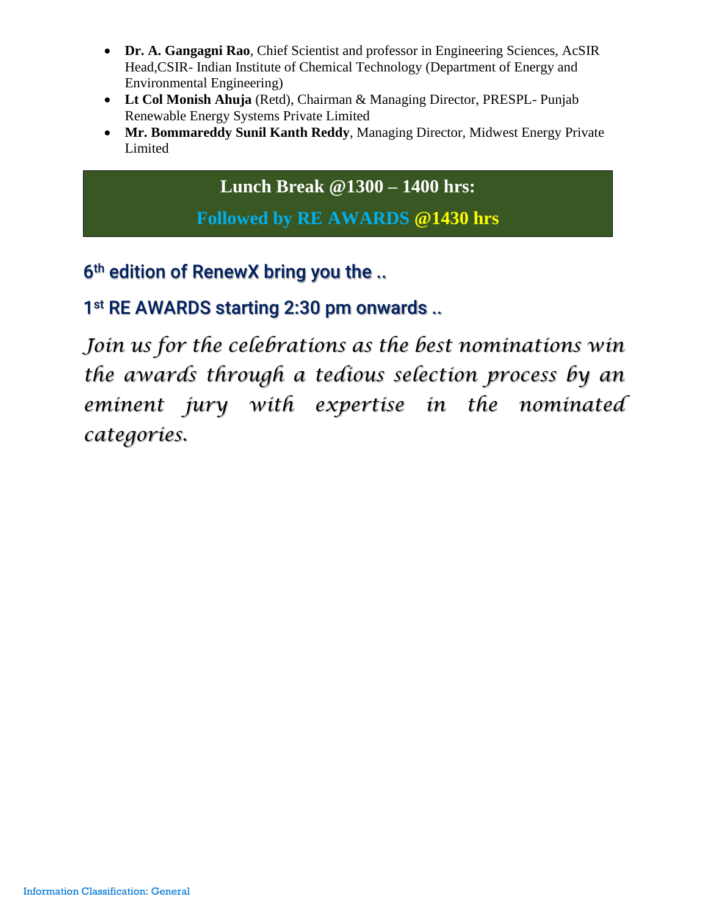- **Dr. A. Gangagni Rao**, Chief Scientist and professor in Engineering Sciences, AcSIR Head,CSIR- Indian Institute of Chemical Technology (Department of Energy and Environmental Engineering)
- **Lt Col Monish Ahuja** (Retd), Chairman & Managing Director, PRESPL- Punjab Renewable Energy Systems Private Limited
- **Mr. Bommareddy Sunil Kanth Reddy**, Managing Director, Midwest Energy Private Limited

**Lunch Break @1300 – 1400 hrs:**

**Followed by RE AWARDS @1430 hrs**

## 6th edition of RenewX bring you the ..

## 1st RE AWARDS starting 2:30 pm onwards ..

*Join us for the celebrations as the best nominations win the awards through a tedious selection process by an eminent jury with expertise in the nominated categories.*